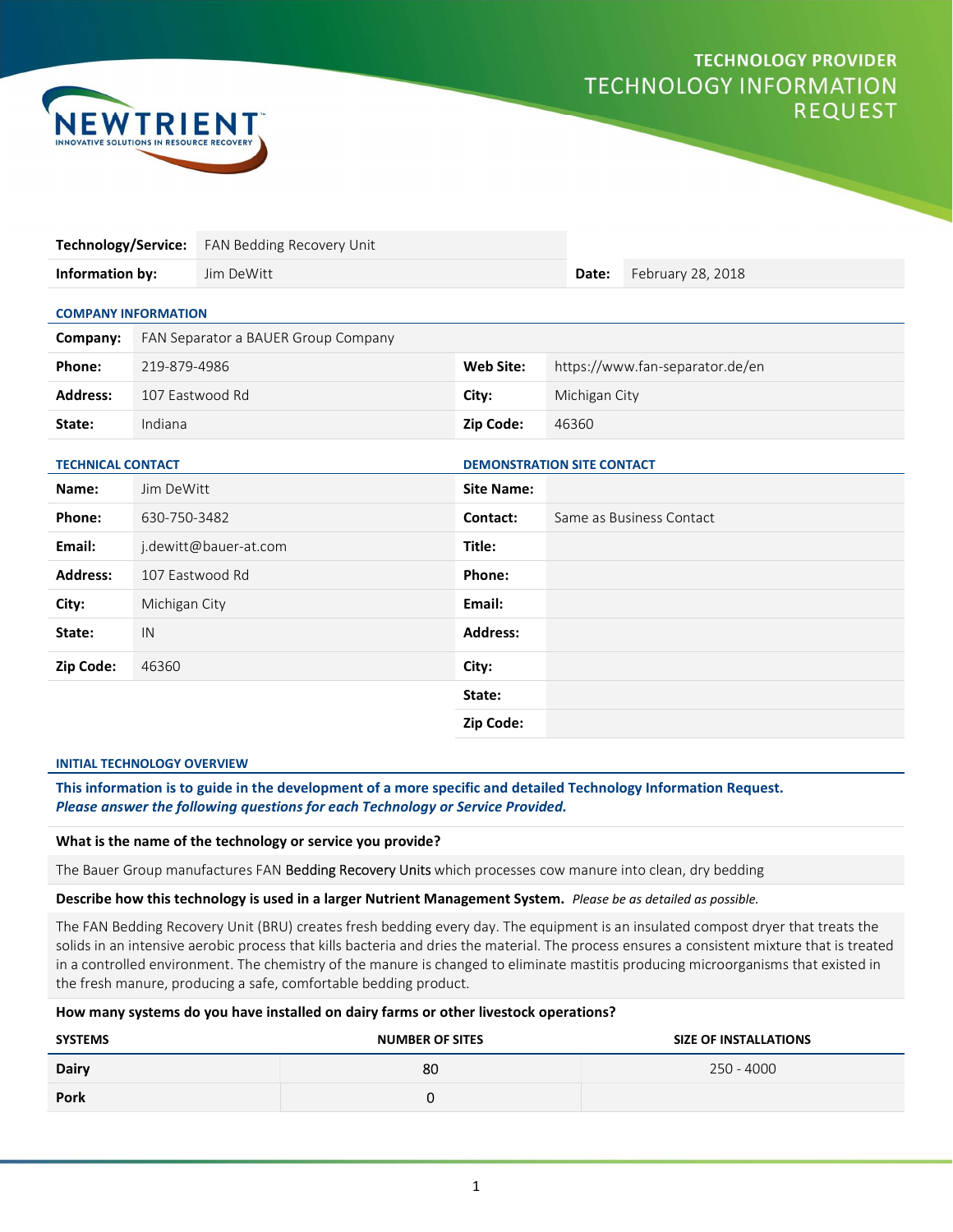# TECHNOLOGY PROVIDER
## TECHNOLOGY INFORMATION REQUEST

NEWTRIENT
INNOVATIVE SOLUTIONS IN RESOURCE RECOVERY

| **Technology/Service:** | FAN Bedding Recovery Unit | | |
|---|---|---|---|
| **Information by:** | Jim DeWitt | **Date:** | February 28, 2018 |

### COMPANY INFORMATION

| **Company:** | FAN Separator a BAUER Group Company | | |
|---|---|---|---|
| **Phone:** | 219-879-4986 | **Web Site:** | https://www.fan-separator.de/en |
| **Address:** | 107 Eastwood Rd | **City:** | Michigan City |
| **State:** | Indiana | **Zip Code:** | 46360 |

| TECHNICAL CONTACT | | DEMONSTRATION SITE CONTACT | |
|---|---|---|---|
| **Name:** | Jim DeWitt | **Site Name:** | |
| **Phone:** | 630-750-3482 | **Contact:** | Same as Business Contact |
| **Email:** | j.dewitt@bauer-at.com | **Title:** | |
| **Address:** | 107 Eastwood Rd | **Phone:** | |
| **City:** | Michigan City | **Email:** | |
| **State:** | IN | **Address:** | |
| **Zip Code:** | 46360 | **City:** | |
| | | **State:** | |
| | | **Zip Code:** | |

### INITIAL TECHNOLOGY OVERVIEW

**This information is to guide in the development of a more specific and detailed Technology Information Request.**
***Please answer the following questions for each Technology or Service Provided.***

**What is the name of the technology or service you provide?**

The Bauer Group manufactures FAN Bedding Recovery Units which processes cow manure into clean, dry bedding

**Describe how this technology is used in a larger Nutrient Management System.** *Please be as detailed as possible.*

The FAN Bedding Recovery Unit (BRU) creates fresh bedding every day. The equipment is an insulated compost dryer that treats the solids in an intensive aerobic process that kills bacteria and dries the material. The process ensures a consistent mixture that is treated in a controlled environment. The chemistry of the manure is changed to eliminate mastitis producing microorganisms that existed in the fresh manure, producing a safe, comfortable bedding product.

**How many systems do you have installed on dairy farms or other livestock operations?**

| SYSTEMS | NUMBER OF SITES | SIZE OF INSTALLATIONS |
|---|---|---|
| **Dairy** | 80 | 250 - 4000 |
| **Pork** | 0 | |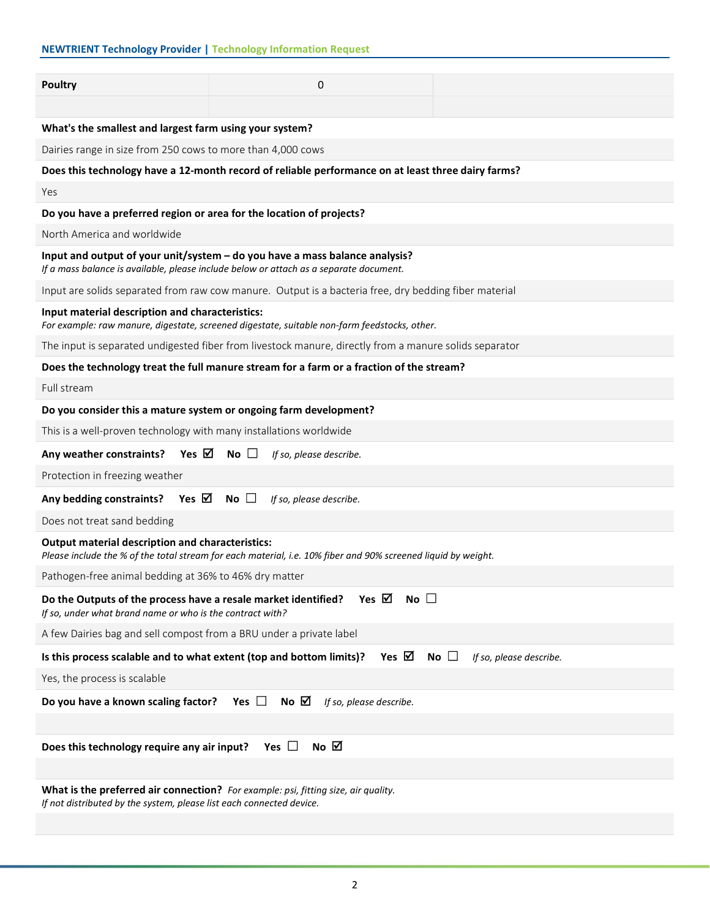| Poultry | 0 | |
| --- | --- | --- |
| | | |

**What's the smallest and largest farm using your system?**

Dairies range in size from 250 cows to more than 4,000 cows

**Does this technology have a 12-month record of reliable performance on at least three dairy farms?**

Yes

**Do you have a preferred region or area for the location of projects?**

North America and worldwide

**Input and output of your unit/system – do you have a mass balance analysis?**
*If a mass balance is available, please include below or attach as a separate document.*

Input are solids separated from raw cow manure. Output is a bacteria free, dry bedding fiber material

**Input material description and characteristics:**
*For example: raw manure, digestate, screened digestate, suitable non-farm feedstocks, other.*

The input is separated undigested fiber from livestock manure, directly from a manure solids separator

**Does the technology treat the full manure stream for a farm or a fraction of the stream?**

Full stream

**Do you consider this a mature system or ongoing farm development?**

This is a well-proven technology with many installations worldwide

**Any weather constraints?** **Yes** ☑ **No** ☐ *If so, please describe.*

Protection in freezing weather

**Any bedding constraints?** **Yes** ☑ **No** ☐ *If so, please describe.*

Does not treat sand bedding

**Output material description and characteristics:**
*Please include the % of the total stream for each material, i.e. 10% fiber and 90% screened liquid by weight.*

Pathogen-free animal bedding at 36% to 46% dry matter

**Do the Outputs of the process have a resale market identified?** **Yes** ☑ **No** ☐
*If so, under what brand name or who is the contract with?*

A few Dairies bag and sell compost from a BRU under a private label

**Is this process scalable and to what extent (top and bottom limits)?** **Yes** ☑ **No** ☐ *If so, please describe.*

Yes, the process is scalable

**Do you have a known scaling factor?** **Yes** ☐ **No** ☑ *If so, please describe.*

**Does this technology require any air input?** **Yes** ☐ **No** ☑

**What is the preferred air connection?** *For example: psi, fitting size, air quality.*
*If not distributed by the system, please list each connected device.*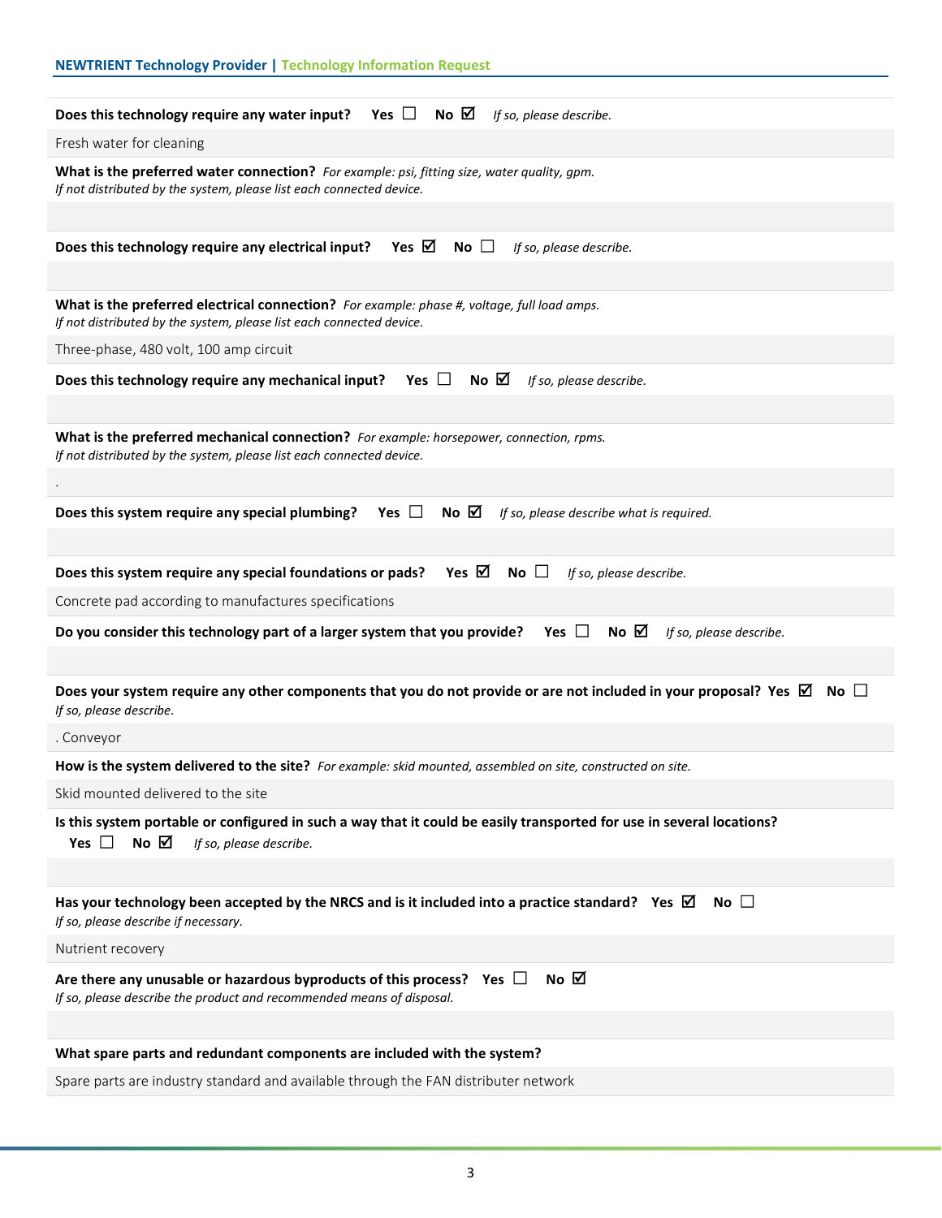**Does this technology require any water input?** Yes ☐ No ☑ *If so, please describe.*

Fresh water for cleaning

**What is the preferred water connection?** *For example: psi, fitting size, water quality, gpm.*
*If not distributed by the system, please list each connected device.*

**Does this technology require any electrical input?** Yes ☑ No ☐ *If so, please describe.*

**What is the preferred electrical connection?** *For example: phase #, voltage, full load amps.*
*If not distributed by the system, please list each connected device.*

Three-phase, 480 volt, 100 amp circuit

**Does this technology require any mechanical input?** Yes ☐ No ☑ *If so, please describe.*

**What is the preferred mechanical connection?** *For example: horsepower, connection, rpms.*
*If not distributed by the system, please list each connected device.*

.

**Does this system require any special plumbing?** Yes ☐ No ☑ *If so, please describe what is required.*

**Does this system require any special foundations or pads?** Yes ☑ No ☐ *If so, please describe.*

Concrete pad according to manufactures specifications

**Do you consider this technology part of a larger system that you provide?** Yes ☐ No ☑ *If so, please describe.*

**Does your system require any other components that you do not provide or are not included in your proposal?** Yes ☑ No ☐
*If so, please describe.*

. Conveyor

**How is the system delivered to the site?** *For example: skid mounted, assembled on site, constructed on site.*

Skid mounted delivered to the site

**Is this system portable or configured in such a way that it could be easily transported for use in several locations?**
Yes ☐ No ☑ *If so, please describe.*

**Has your technology been accepted by the NRCS and is it included into a practice standard?** Yes ☑ No ☐
*If so, please describe if necessary.*

Nutrient recovery

**Are there any unusable or hazardous byproducts of this process?** Yes ☐ No ☑
*If so, please describe the product and recommended means of disposal.*

**What spare parts and redundant components are included with the system?**

Spare parts are industry standard and available through the FAN distributer network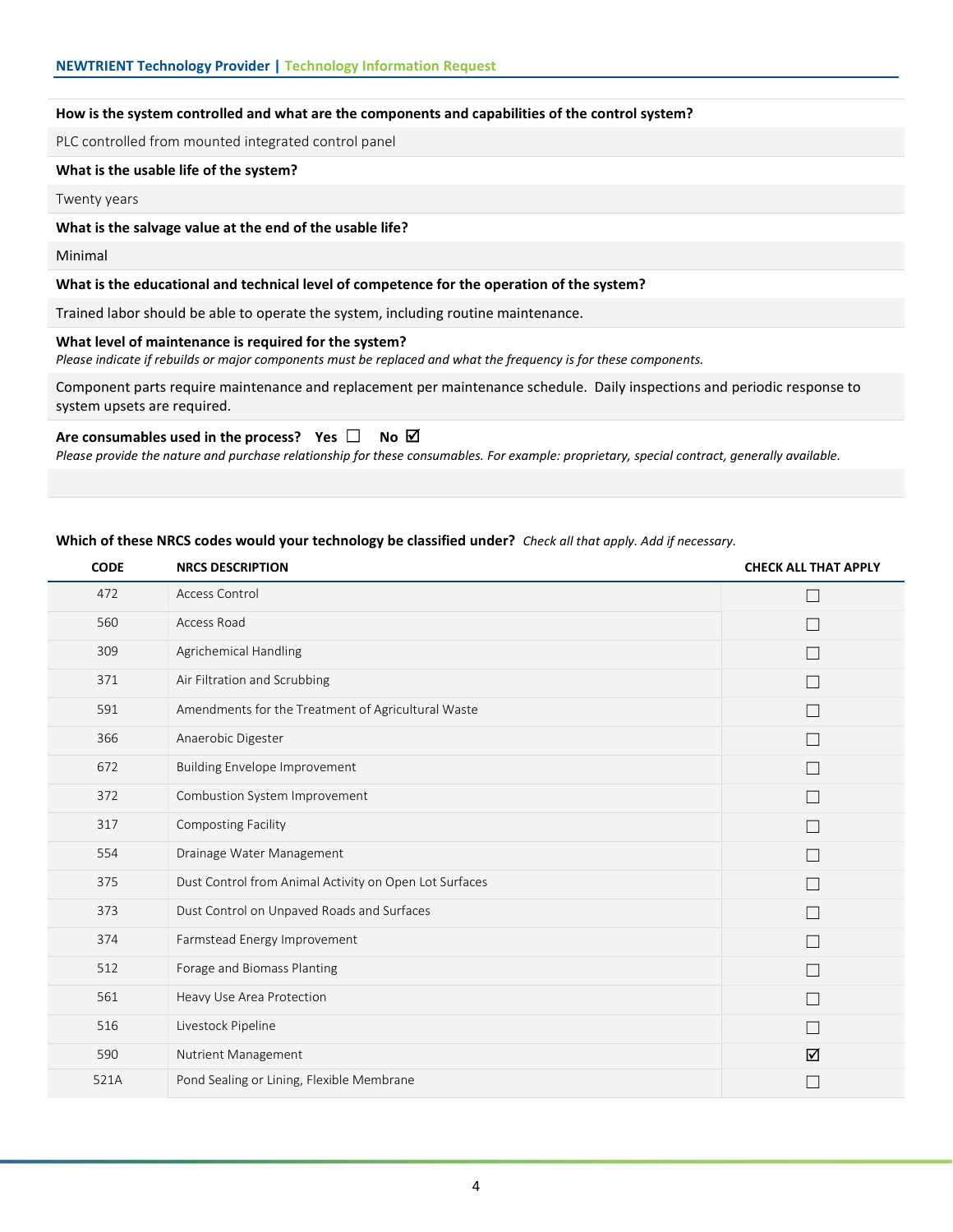**How is the system controlled and what are the components and capabilities of the control system?**

PLC controlled from mounted integrated control panel

**What is the usable life of the system?**

Twenty years

**What is the salvage value at the end of the usable life?**

Minimal

**What is the educational and technical level of competence for the operation of the system?**

Trained labor should be able to operate the system, including routine maintenance.

**What level of maintenance is required for the system?**
*Please indicate if rebuilds or major components must be replaced and what the frequency is for these components.*

Component parts require maintenance and replacement per maintenance schedule. Daily inspections and periodic response to system upsets are required.

**Are consumables used in the process?** **Yes** ☐ **No** ☑
*Please provide the nature and purchase relationship for these consumables. For example: proprietary, special contract, generally available.*

**Which of these NRCS codes would your technology be classified under?** *Check all that apply. Add if necessary.*

| CODE | NRCS DESCRIPTION | CHECK ALL THAT APPLY |
|---|---|---|
| 472 | Access Control | ☐ |
| 560 | Access Road | ☐ |
| 309 | Agrichemical Handling | ☐ |
| 371 | Air Filtration and Scrubbing | ☐ |
| 591 | Amendments for the Treatment of Agricultural Waste | ☐ |
| 366 | Anaerobic Digester | ☐ |
| 672 | Building Envelope Improvement | ☐ |
| 372 | Combustion System Improvement | ☐ |
| 317 | Composting Facility | ☐ |
| 554 | Drainage Water Management | ☐ |
| 375 | Dust Control from Animal Activity on Open Lot Surfaces | ☐ |
| 373 | Dust Control on Unpaved Roads and Surfaces | ☐ |
| 374 | Farmstead Energy Improvement | ☐ |
| 512 | Forage and Biomass Planting | ☐ |
| 561 | Heavy Use Area Protection | ☐ |
| 516 | Livestock Pipeline | ☐ |
| 590 | Nutrient Management | ☑ |
| 521A | Pond Sealing or Lining, Flexible Membrane | ☐ |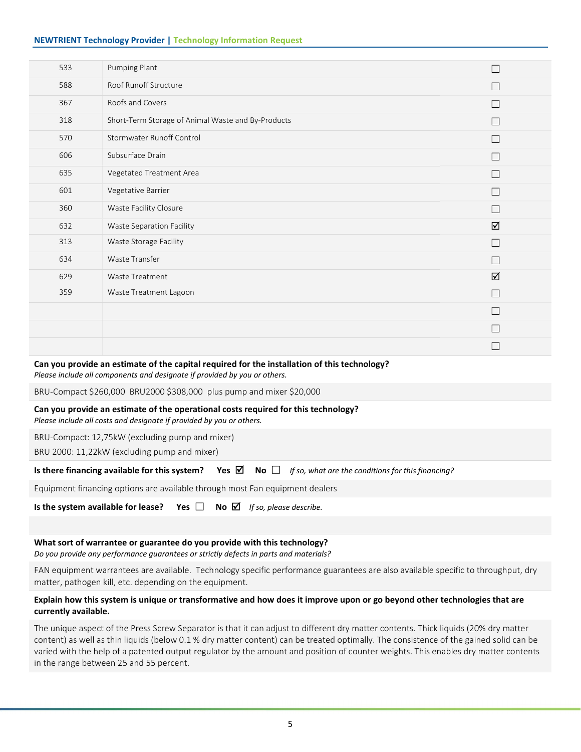| | | |
|---|---|---|
| 533 | Pumping Plant | ☐ |
| 588 | Roof Runoff Structure | ☐ |
| 367 | Roofs and Covers | ☐ |
| 318 | Short-Term Storage of Animal Waste and By-Products | ☐ |
| 570 | Stormwater Runoff Control | ☐ |
| 606 | Subsurface Drain | ☐ |
| 635 | Vegetated Treatment Area | ☐ |
| 601 | Vegetative Barrier | ☐ |
| 360 | Waste Facility Closure | ☐ |
| 632 | Waste Separation Facility | ☑ |
| 313 | Waste Storage Facility | ☐ |
| 634 | Waste Transfer | ☐ |
| 629 | Waste Treatment | ☑ |
| 359 | Waste Treatment Lagoon | ☐ |
| | | ☐ |
| | | ☐ |
| | | ☐ |

**Can you provide an estimate of the capital required for the installation of this technology?**
*Please include all components and designate if provided by you or others.*

BRU-Compact $260,000 BRU2000 $308,000 plus pump and mixer $20,000

**Can you provide an estimate of the operational costs required for this technology?**
*Please include all costs and designate if provided by you or others.*

BRU-Compact: 12,75kW (excluding pump and mixer)

BRU 2000: 11,22kW (excluding pump and mixer)

**Is there financing available for this system?** **Yes** ☑ **No** ☐ *If so, what are the conditions for this financing?*

Equipment financing options are available through most Fan equipment dealers

**Is the system available for lease?** **Yes** ☐ **No** ☑ *If so, please describe.*

**What sort of warrantee or guarantee do you provide with this technology?**
*Do you provide any performance guarantees or strictly defects in parts and materials?*

FAN equipment warrantees are available. Technology specific performance guarantees are also available specific to throughput, dry matter, pathogen kill, etc. depending on the equipment.

**Explain how this system is unique or transformative and how does it improve upon or go beyond other technologies that are currently available.**

The unique aspect of the Press Screw Separator is that it can adjust to different dry matter contents. Thick liquids (20% dry matter content) as well as thin liquids (below 0.1 % dry matter content) can be treated optimally. The consistence of the gained solid can be varied with the help of a patented output regulator by the amount and position of counter weights. This enables dry matter contents in the range between 25 and 55 percent.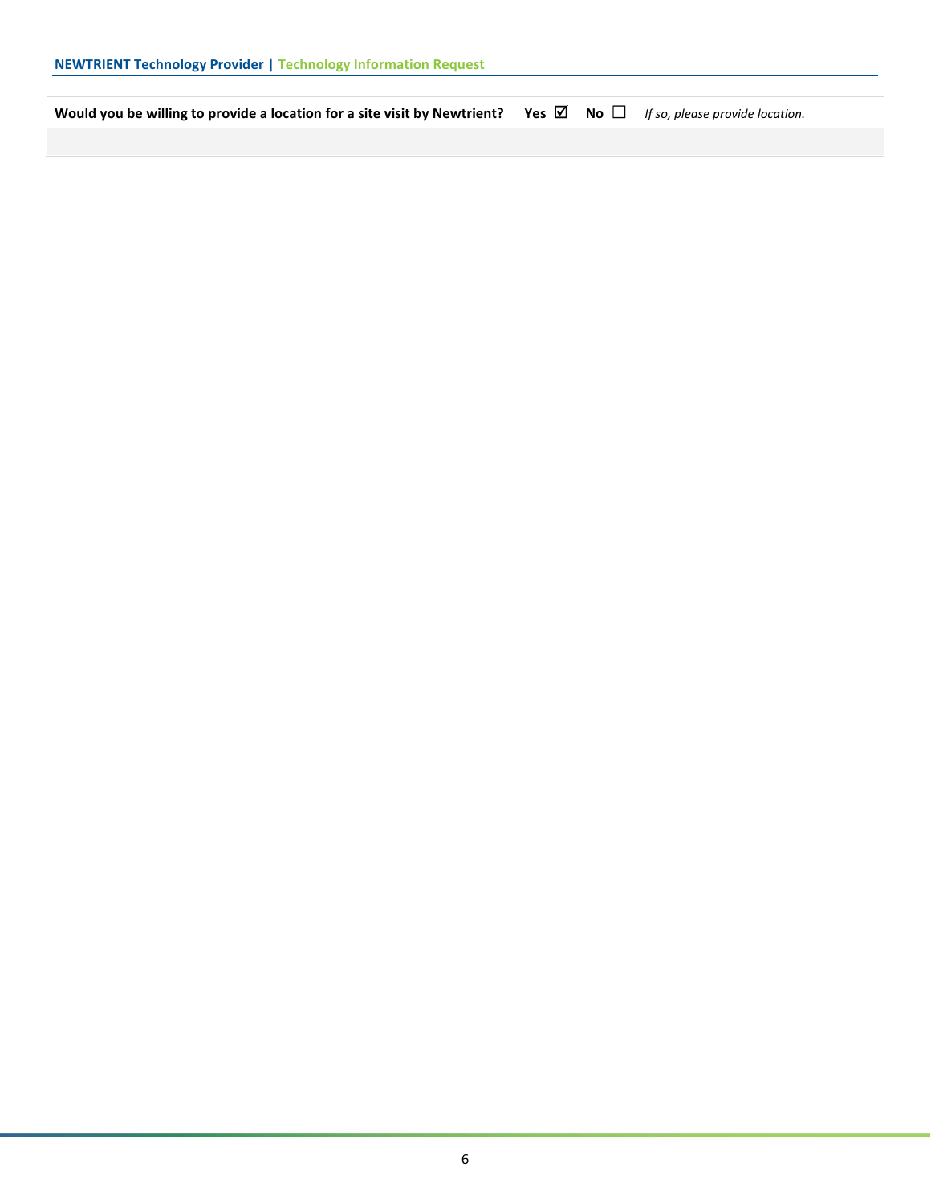**Would you be willing to provide a location for a site visit by Newtrient?** **Yes** ☑ **No** ☐ *If so, please provide location.*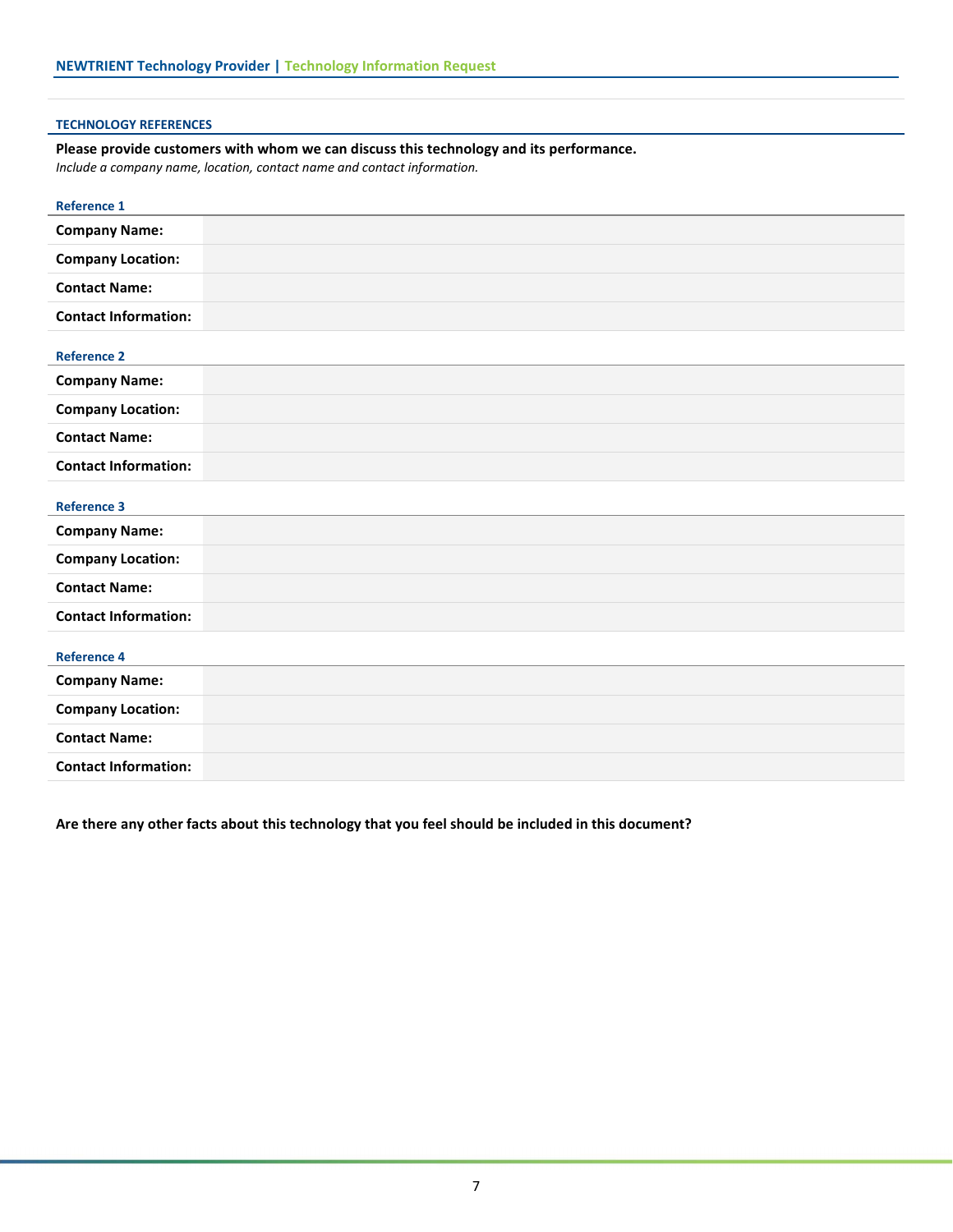## TECHNOLOGY REFERENCES

**Please provide customers with whom we can discuss this technology and its performance.**
*Include a company name, location, contact name and contact information.*

### Reference 1

| | |
|---|---|
| **Company Name:** | |
| **Company Location:** | |
| **Contact Name:** | |
| **Contact Information:** | |

### Reference 2

| | |
|---|---|
| **Company Name:** | |
| **Company Location:** | |
| **Contact Name:** | |
| **Contact Information:** | |

### Reference 3

| | |
|---|---|
| **Company Name:** | |
| **Company Location:** | |
| **Contact Name:** | |
| **Contact Information:** | |

### Reference 4

| | |
|---|---|
| **Company Name:** | |
| **Company Location:** | |
| **Contact Name:** | |
| **Contact Information:** | |

**Are there any other facts about this technology that you feel should be included in this document?**